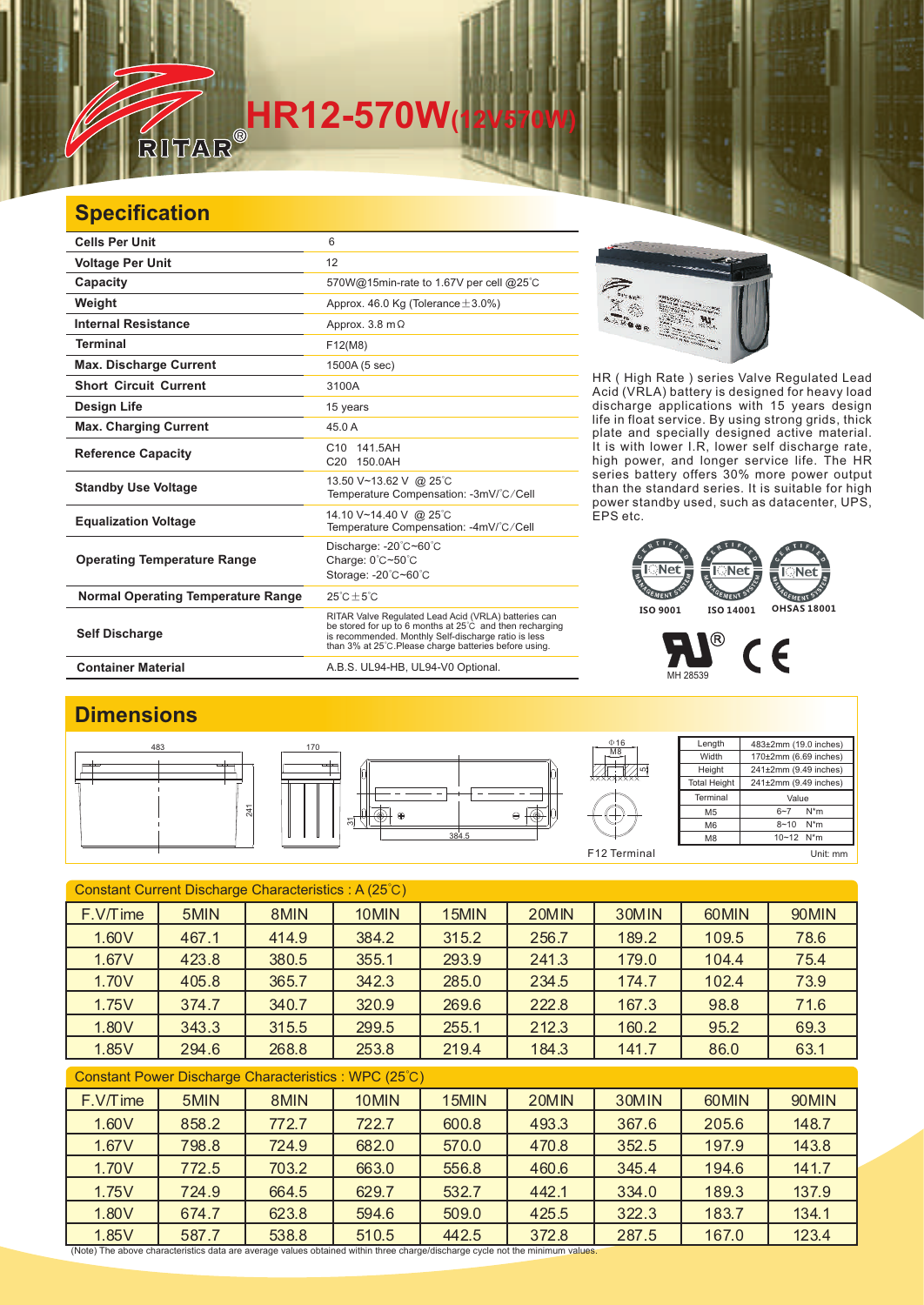# HR12-570W(12V570W)

## Specification

| | |
|---|---|
| **Cells Per Unit** | 6 |
| **Voltage Per Unit** | 12 |
| **Capacity** | 570W@15min-rate to 1.67V per cell @25°C |
| **Weight** | Approx. 46.0 Kg (Tolerance±3.0%) |
| **Internal Resistance** | Approx. 3.8 mΩ |
| **Terminal** | F12(M8) |
| **Max. Discharge Current** | 1500A (5 sec) |
| **Short Circuit Current** | 3100A |
| **Design Life** | 15 years |
| **Max. Charging Current** | 45.0 A |
| **Reference Capacity** | C10 141.5AH<br>C20 150.0AH |
| **Standby Use Voltage** | 13.50 V~13.62 V @ 25°C<br>Temperature Compensation: -3mV/°C/Cell |
| **Equalization Voltage** | 14.10 V~14.40 V @ 25°C<br>Temperature Compensation: -4mV/°C/Cell |
| **Operating Temperature Range** | Discharge: -20°C~60°C<br>Charge: 0°C~50°C<br>Storage: -20°C~60°C |
| **Normal Operating Temperature Range** | 25°C±5°C |
| **Self Discharge** | RITAR Valve Regulated Lead Acid (VRLA) batteries can be stored for up to 6 months at 25°C and then recharging is recommended. Monthly Self-discharge ratio is less than 3% at 25°C.Please charge batteries before using. |
| **Container Material** | A.B.S. UL94-HB, UL94-V0 Optional. |

HR ( High Rate ) series Valve Regulated Lead Acid (VRLA) battery is designed for heavy load discharge applications with 15 years design life in float service. By using strong grids, thick plate and specially designed active material. It is with lower I.R, lower self discharge rate, high power, and longer service life. The HR series battery offers 30% more power output than the standard series. It is suitable for high power standby used, such as datacenter, UPS, EPS etc.

ISO 9001 ISO 14001 OHSAS 18001

MH 28539

## Dimensions

483 170 241 31 384.5

Φ16 M8 5

F12 Terminal

| Length | 483±2mm (19.0 inches) |
|---|---|
| Width | 170±2mm (6.69 inches) |
| Height | 241±2mm (9.49 inches) |
| Total Height | 241±2mm (9.49 inches) |

| Terminal | Value |
|---|---|
| M5 | 6~7 N*m |
| M6 | 8~10 N*m |
| M8 | 10~12 N*m |

Unit: mm

Constant Current Discharge Characteristics : A (25°C)

| F.V/Time | 5MIN | 8MIN | 10MIN | 15MIN | 20MIN | 30MIN | 60MIN | 90MIN |
|---|---|---|---|---|---|---|---|---|
| 1.60V | 467.1 | 414.9 | 384.2 | 315.2 | 256.7 | 189.2 | 109.5 | 78.6 |
| 1.67V | 423.8 | 380.5 | 355.1 | 293.9 | 241.3 | 179.0 | 104.4 | 75.4 |
| 1.70V | 405.8 | 365.7 | 342.3 | 285.0 | 234.5 | 174.7 | 102.4 | 73.9 |
| 1.75V | 374.7 | 340.7 | 320.9 | 269.6 | 222.8 | 167.3 | 98.8 | 71.6 |
| 1.80V | 343.3 | 315.5 | 299.5 | 255.1 | 212.3 | 160.2 | 95.2 | 69.3 |
| 1.85V | 294.6 | 268.8 | 253.8 | 219.4 | 184.3 | 141.7 | 86.0 | 63.1 |

Constant Power Discharge Characteristics : WPC (25°C)

| F.V/Time | 5MIN | 8MIN | 10MIN | 15MIN | 20MIN | 30MIN | 60MIN | 90MIN |
|---|---|---|---|---|---|---|---|---|
| 1.60V | 858.2 | 772.7 | 722.7 | 600.8 | 493.3 | 367.6 | 205.6 | 148.7 |
| 1.67V | 798.8 | 724.9 | 682.0 | 570.0 | 470.8 | 352.5 | 197.9 | 143.8 |
| 1.70V | 772.5 | 703.2 | 663.0 | 556.8 | 460.6 | 345.4 | 194.6 | 141.7 |
| 1.75V | 724.9 | 664.5 | 629.7 | 532.7 | 442.1 | 334.0 | 189.3 | 137.9 |
| 1.80V | 674.7 | 623.8 | 594.6 | 509.0 | 425.5 | 322.3 | 183.7 | 134.1 |
| 1.85V | 587.7 | 538.8 | 510.5 | 442.5 | 372.8 | 287.5 | 167.0 | 123.4 |

(Note) The above characteristics data are average values obtained within three charge/discharge cycle not the minimum values.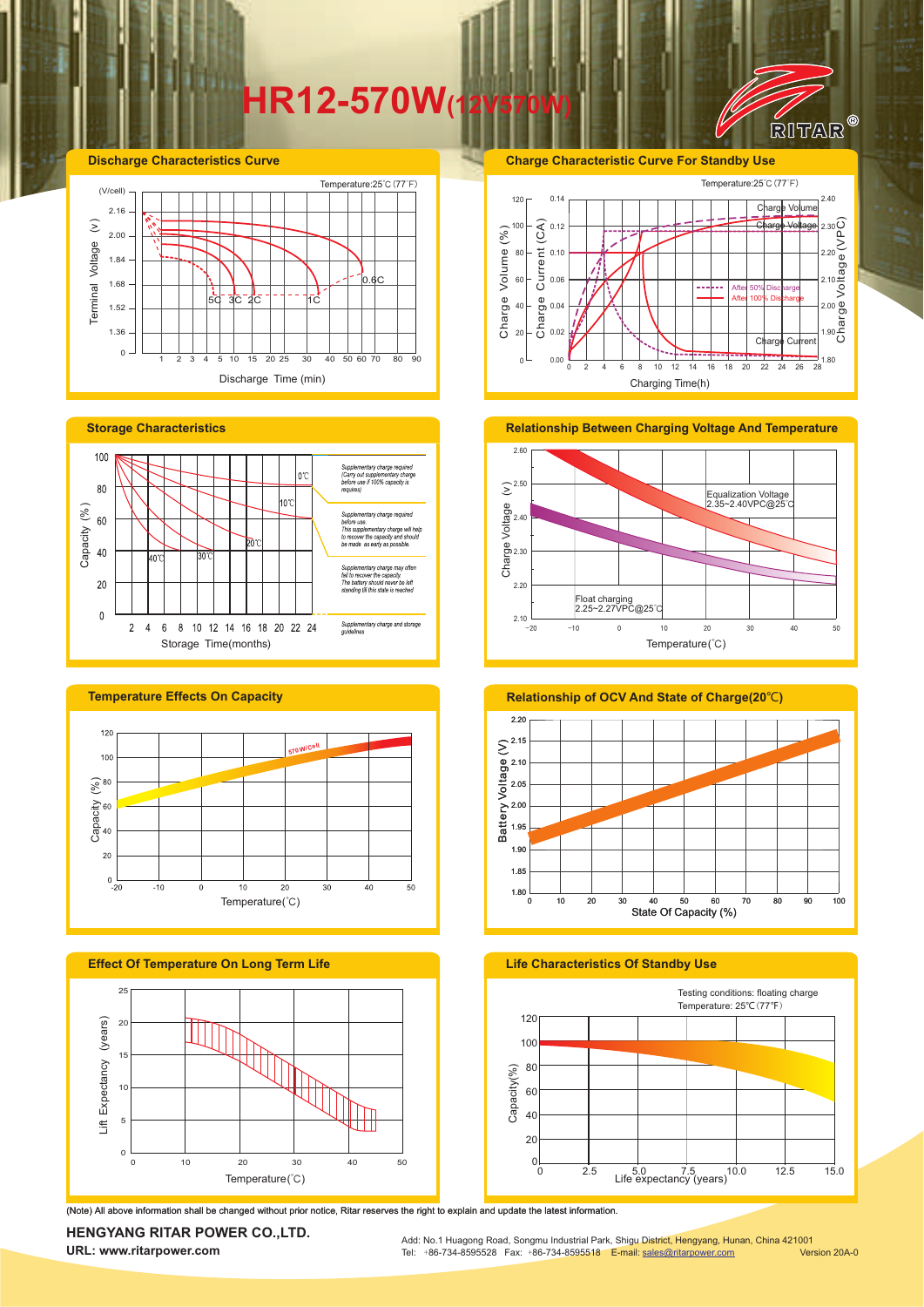# HR12-570W(12V570W)

RITAR®

## Discharge Characteristics Curve

Temperature:25℃ (77℉)

(V/cell)

Terminal Voltage (v)

2.16
2.00
1.84
1.68
1.52
1.36
0

5C 3C 2C 1C 0.6C

1 2 3 4 5 10 15 20 25 30 40 50 60 70 80 90

Discharge Time (min)

## Charge Characteristic Curve For Standby Use

Temperature:25℃ (77℉)

Charge Volume (%) 120 100 80 60 40 20 0

Charge Current (CA) 0.14 0.12 0.10 0.08 0.06 0.04 0.02 0.00

Charge Voltage (VPC) 2.40 2.30 2.20 2.10 2.00 1.90 1.80

Charge Volume

Charge Voltage

After 50% Discharge

After 100% Discharge

Charge Current

0 2 4 6 8 10 12 14 16 18 20 22 24 26 28

Charging Time(h)

## Storage Characteristics

Capacity (%) 100 80 60 40 20 0

0℃ 10℃ 20℃ 30℃ 40℃

2 4 6 8 10 12 14 16 18 20 22 24

Storage Time(months)

Supplementary charge required (Carry out supplementary charge before use if 100% capacity is required)

Supplementary charge required before use. This supplementary charge will help to recover the capacity and should be made as early as possible.

Supplementary charge may often fail to recover the capacity. The battery should never be left standing till this state is reached

Supplementary charge and storage guidelines

## Relationship Between Charging Voltage And Temperature

Charge Voltage (v) 2.60 2.50 2.40 2.30 2.20 2.10

Equalization Voltage 2.35~2.40VPC@25℃

Float charging 2.25~2.27VPC@25℃

−20 −10 0 10 20 30 40 50

Temperature(℃)

## Temperature Effects On Capacity

Capacity (%) 120 100 80 60 40 20 0

570W/Cell

-20 -10 0 10 20 30 40 50

Temperature(℃)

## Relationship of OCV And State of Charge(20℃)

Battery Voltage (V) 2.20 2.15 2.10 2.05 2.00 1.95 1.90 1.85 1.80

0 10 20 30 40 50 60 70 80 90 100

State Of Capacity (%)

## Effect Of Temperature On Long Term Life

Lift Expectancy (years) 25 20 15 10 5 0

0 10 20 30 40 50

Temperature(℃)

## Life Characteristics Of Standby Use

Testing conditions: floating charge
Temperature: 25℃(77℉)

Capacity(%) 120 100 80 60 40 20 0

0 2.5 5.0 7.5 10.0 12.5 15.0

Life expectancy (years)

(Note) All above information shall be changed without prior notice, Ritar reserves the right to explain and update the latest information.

**HENGYANG RITAR POWER CO.,LTD.**
**URL: www.ritarpower.com**

Add: No.1 Huagong Road, Songmu Industrial Park, Shigu District, Hengyang, Hunan, China 421001
Tel: +86-734-8595528 Fax: +86-734-8595518 E-mail: sales@ritarpower.com

Version 20A-0